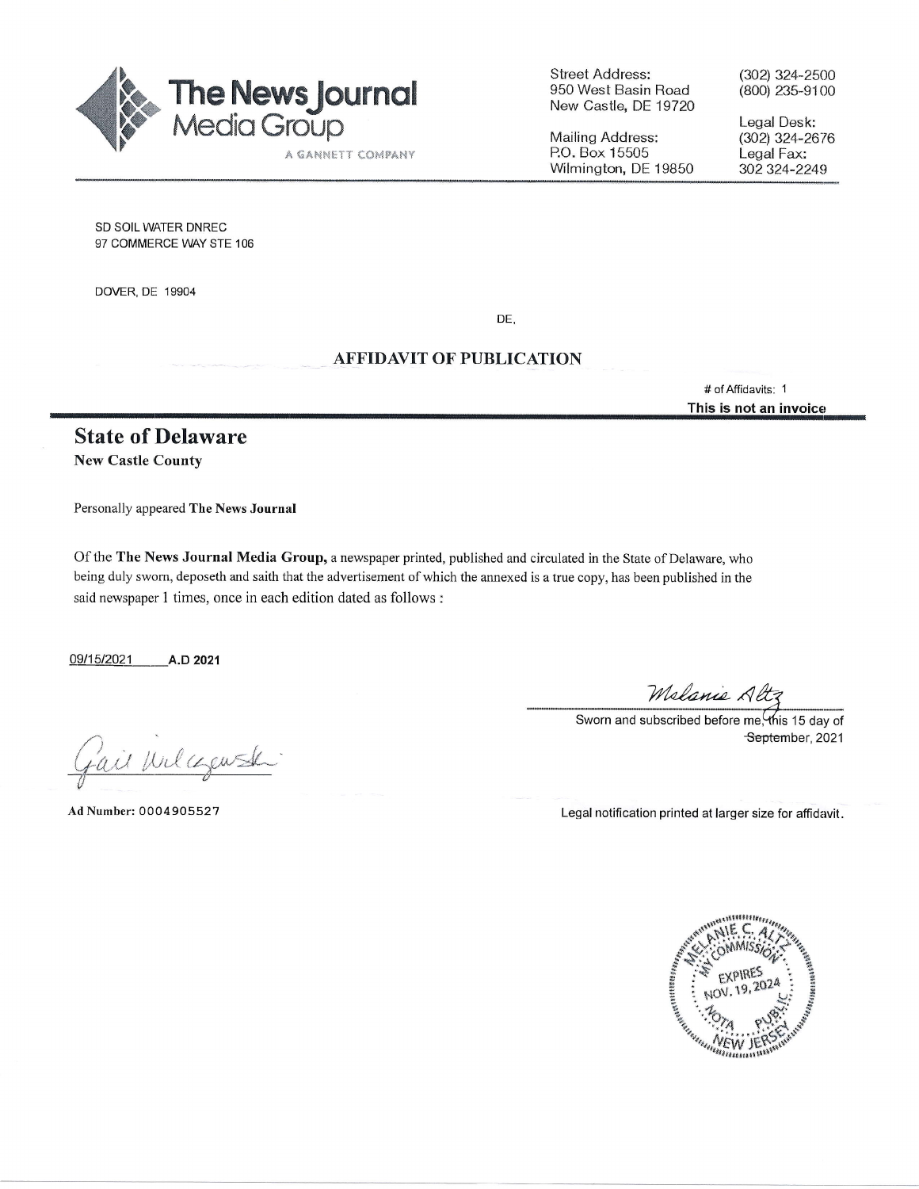**The News Journal Media Group**
A GANNETT COMPANY

Street Address:
950 West Basin Road
New Castle, DE 19720

Mailing Address:
P.O. Box 15505
Wilmington, DE 19850

(302) 324-2500
(800) 235-9100

Legal Desk:
(302) 324-2676
Legal Fax:
302 324-2249

SD SOIL WATER DNREC
97 COMMERCE WAY STE 106

DOVER, DE 19904

DE,

## AFFIDAVIT OF PUBLICATION

# of Affidavits: 1
**This is not an invoice**

## State of Delaware

**New Castle County**

Personally appeared **The News Journal**

Of the **The News Journal Media Group,** a newspaper printed, published and circulated in the State of Delaware, who being duly sworn, deposeth and saith that the advertisement of which the annexed is a true copy, has been published in the said newspaper 1 times, once in each edition dated as follows :

09/15/2021 **A.D 2021**

Melanie Altz
Sworn and subscribed before me, this 15 day of September, 2021

Gail Wilczewski

**Ad Number:** 0004905527

Legal notification printed at larger size for affidavit.

MELANIE C. ALTZ
MY COMMISSION EXPIRES NOV. 19, 2024
NOTARY PUBLIC
NEW JERSEY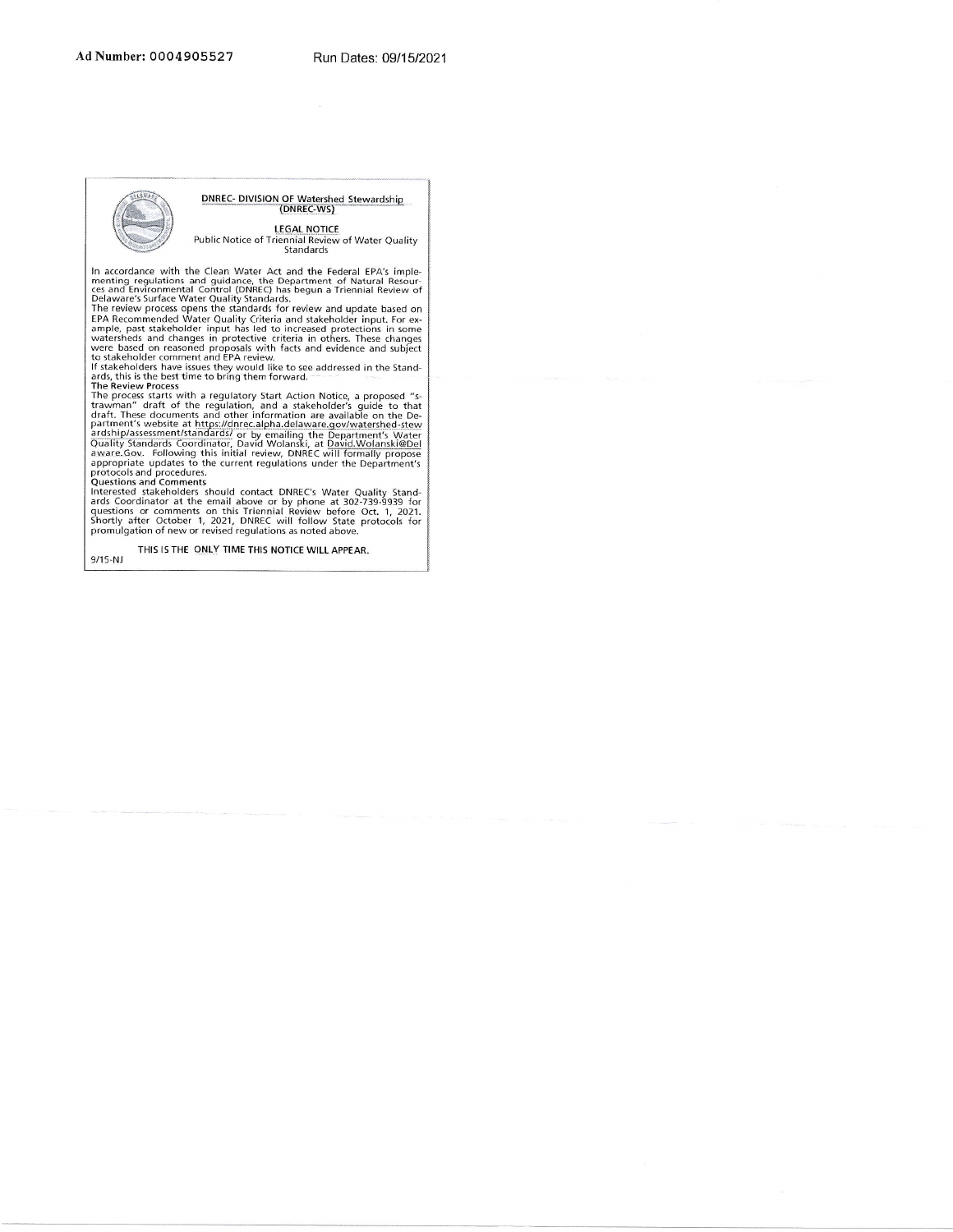**Ad Number: 0004905527** Run Dates: 09/15/2021

**DNREC- DIVISION OF Watershed Stewardship (DNREC-WS)**

**LEGAL NOTICE**

Public Notice of Triennial Review of Water Quality Standards

In accordance with the Clean Water Act and the Federal EPA's implementing regulations and guidance, the Department of Natural Resources and Environmental Control (DNREC) has begun a Triennial Review of Delaware's Surface Water Quality Standards.

The review process opens the standards for review and update based on EPA Recommended Water Quality Criteria and stakeholder input. For example, past stakeholder input has led to increased protections in some watersheds and changes in protective criteria in others. These changes were based on reasoned proposals with facts and evidence and subject to stakeholder comment and EPA review.

If stakeholders have issues they would like to see addressed in the Standards, this is the best time to bring them forward.

**The Review Process**

The process starts with a regulatory Start Action Notice, a proposed "strawman" draft of the regulation, and a stakeholder's guide to that draft. These documents and other information are available on the Department's website at https://dnrec.alpha.delaware.gov/watershed-stewardship/assessment/standards/ or by emailing the Department's Water Quality Standards Coordinator, David Wolanski, at David.Wolanski@Delaware.Gov. Following this initial review, DNREC will formally propose appropriate updates to the current regulations under the Department's protocols and procedures.

**Questions and Comments**

Interested stakeholders should contact DNREC's Water Quality Standards Coordinator at the email above or by phone at 302-739-9939 for questions or comments on this Triennial Review before Oct. 1, 2021. Shortly after October 1, 2021, DNREC will follow State protocols for promulgation of new or revised regulations as noted above.

THIS IS THE ONLY TIME THIS NOTICE WILL APPEAR.

9/15-NJ